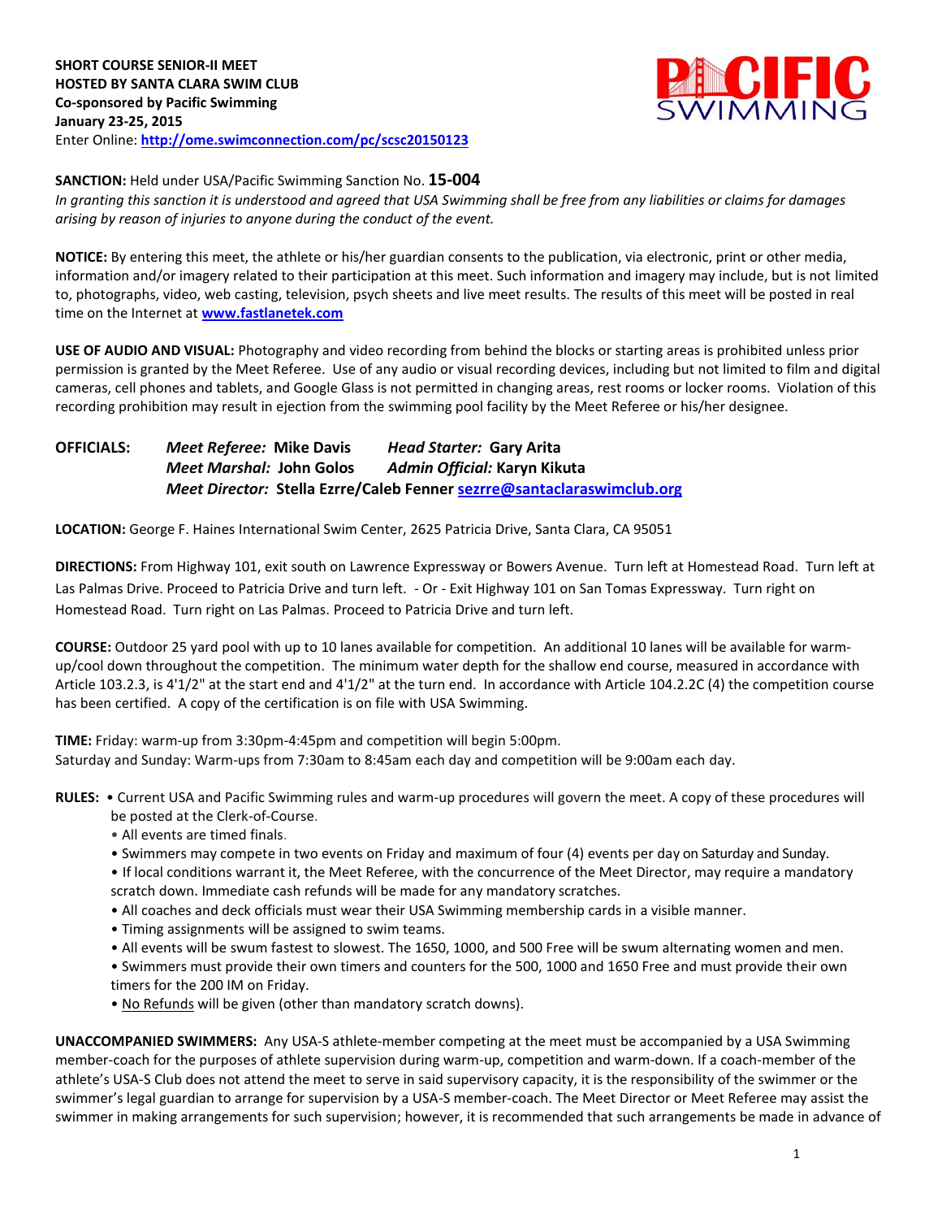**SHORT COURSE SENIOR-II MEET**
**HOSTED BY SANTA CLARA SWIM CLUB**
**Co-sponsored by Pacific Swimming**
**January 23-25, 2015**
Enter Online: **http://ome.swimconnection.com/pc/scsc20150123**

**SANCTION:** Held under USA/Pacific Swimming Sanction No. **15-004**
*In granting this sanction it is understood and agreed that USA Swimming shall be free from any liabilities or claims for damages arising by reason of injuries to anyone during the conduct of the event.*

**NOTICE:** By entering this meet, the athlete or his/her guardian consents to the publication, via electronic, print or other media, information and/or imagery related to their participation at this meet. Such information and imagery may include, but is not limited to, photographs, video, web casting, television, psych sheets and live meet results. The results of this meet will be posted in real time on the Internet at **www.fastlanetek.com**

**USE OF AUDIO AND VISUAL:** Photography and video recording from behind the blocks or starting areas is prohibited unless prior permission is granted by the Meet Referee. Use of any audio or visual recording devices, including but not limited to film and digital cameras, cell phones and tablets, and Google Glass is not permitted in changing areas, rest rooms or locker rooms. Violation of this recording prohibition may result in ejection from the swimming pool facility by the Meet Referee or his/her designee.

**OFFICIALS:** ***Meet Referee:*** **Mike Davis** ***Head Starter:*** **Gary Arita**
***Meet Marshal:*** **John Golos** ***Admin Official:*** **Karyn Kikuta**
***Meet Director:*** **Stella Ezrre/Caleb Fenner sezrre@santaclaraswimclub.org**

**LOCATION:** George F. Haines International Swim Center, 2625 Patricia Drive, Santa Clara, CA 95051

**DIRECTIONS:** From Highway 101, exit south on Lawrence Expressway or Bowers Avenue. Turn left at Homestead Road. Turn left at Las Palmas Drive. Proceed to Patricia Drive and turn left. - Or - Exit Highway 101 on San Tomas Expressway. Turn right on Homestead Road. Turn right on Las Palmas. Proceed to Patricia Drive and turn left.

**COURSE:** Outdoor 25 yard pool with up to 10 lanes available for competition. An additional 10 lanes will be available for warm-up/cool down throughout the competition. The minimum water depth for the shallow end course, measured in accordance with Article 103.2.3, is 4'1/2" at the start end and 4'1/2" at the turn end. In accordance with Article 104.2.2C (4) the competition course has been certified. A copy of the certification is on file with USA Swimming.

**TIME:** Friday: warm-up from 3:30pm-4:45pm and competition will begin 5:00pm.
Saturday and Sunday: Warm-ups from 7:30am to 8:45am each day and competition will be 9:00am each day.

**RULES:**
- Current USA and Pacific Swimming rules and warm-up procedures will govern the meet. A copy of these procedures will be posted at the Clerk-of-Course.
- All events are timed finals.
- Swimmers may compete in two events on Friday and maximum of four (4) events per day on Saturday and Sunday.
- If local conditions warrant it, the Meet Referee, with the concurrence of the Meet Director, may require a mandatory scratch down. Immediate cash refunds will be made for any mandatory scratches.
- All coaches and deck officials must wear their USA Swimming membership cards in a visible manner.
- Timing assignments will be assigned to swim teams.
- All events will be swum fastest to slowest. The 1650, 1000, and 500 Free will be swum alternating women and men.
- Swimmers must provide their own timers and counters for the 500, 1000 and 1650 Free and must provide their own timers for the 200 IM on Friday.
- No Refunds will be given (other than mandatory scratch downs).

**UNACCOMPANIED SWIMMERS:** Any USA-S athlete-member competing at the meet must be accompanied by a USA Swimming member-coach for the purposes of athlete supervision during warm-up, competition and warm-down. If a coach-member of the athlete's USA-S Club does not attend the meet to serve in said supervisory capacity, it is the responsibility of the swimmer or the swimmer's legal guardian to arrange for supervision by a USA-S member-coach. The Meet Director or Meet Referee may assist the swimmer in making arrangements for such supervision; however, it is recommended that such arrangements be made in advance of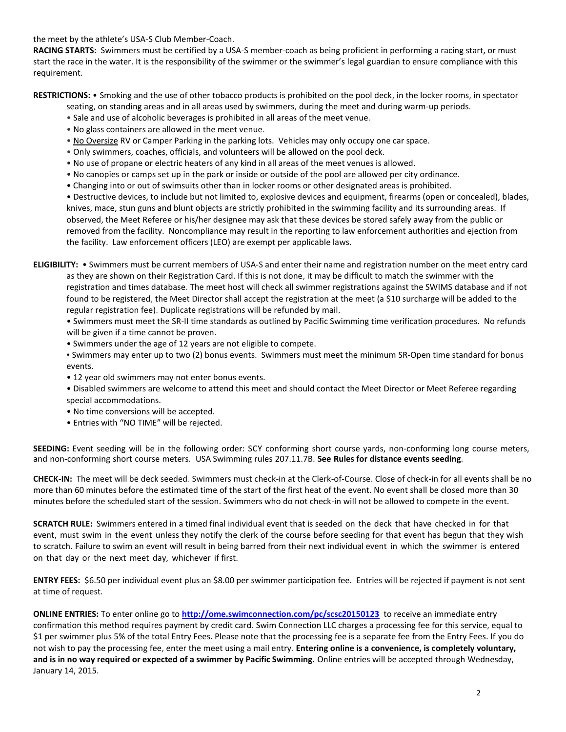the meet by the athlete's USA-S Club Member-Coach.

**RACING STARTS:** Swimmers must be certified by a USA-S member-coach as being proficient in performing a racing start, or must start the race in the water. It is the responsibility of the swimmer or the swimmer's legal guardian to ensure compliance with this requirement.

**RESTRICTIONS:** • Smoking and the use of other tobacco products is prohibited on the pool deck, in the locker rooms, in spectator seating, on standing areas and in all areas used by swimmers, during the meet and during warm-up periods.

- Sale and use of alcoholic beverages is prohibited in all areas of the meet venue.
- No glass containers are allowed in the meet venue.
- No Oversize RV or Camper Parking in the parking lots. Vehicles may only occupy one car space.
- Only swimmers, coaches, officials, and volunteers will be allowed on the pool deck.
- No use of propane or electric heaters of any kind in all areas of the meet venues is allowed.
- No canopies or camps set up in the park or inside or outside of the pool are allowed per city ordinance.
- Changing into or out of swimsuits other than in locker rooms or other designated areas is prohibited.
- Destructive devices, to include but not limited to, explosive devices and equipment, firearms (open or concealed), blades, knives, mace, stun guns and blunt objects are strictly prohibited in the swimming facility and its surrounding areas. If observed, the Meet Referee or his/her designee may ask that these devices be stored safely away from the public or removed from the facility. Noncompliance may result in the reporting to law enforcement authorities and ejection from the facility. Law enforcement officers (LEO) are exempt per applicable laws.

**ELIGIBILITY:** • Swimmers must be current members of USA-S and enter their name and registration number on the meet entry card as they are shown on their Registration Card. If this is not done, it may be difficult to match the swimmer with the registration and times database. The meet host will check all swimmer registrations against the SWIMS database and if not found to be registered, the Meet Director shall accept the registration at the meet (a $10 surcharge will be added to the regular registration fee). Duplicate registrations will be refunded by mail.

- Swimmers must meet the SR-II time standards as outlined by Pacific Swimming time verification procedures. No refunds will be given if a time cannot be proven.
- Swimmers under the age of 12 years are not eligible to compete.
- Swimmers may enter up to two (2) bonus events. Swimmers must meet the minimum SR-Open time standard for bonus events.
- 12 year old swimmers may not enter bonus events.
- Disabled swimmers are welcome to attend this meet and should contact the Meet Director or Meet Referee regarding special accommodations.
- No time conversions will be accepted.
- Entries with "NO TIME" will be rejected.

**SEEDING:** Event seeding will be in the following order: SCY conforming short course yards, non-conforming long course meters, and non-conforming short course meters. USA Swimming rules 207.11.7B. **See Rules for distance events seeding**.

**CHECK-IN:** The meet will be deck seeded. Swimmers must check-in at the Clerk-of-Course. Close of check-in for all events shall be no more than 60 minutes before the estimated time of the start of the first heat of the event. No event shall be closed more than 30 minutes before the scheduled start of the session. Swimmers who do not check-in will not be allowed to compete in the event.

**SCRATCH RULE:** Swimmers entered in a timed final individual event that is seeded on the deck that have checked in for that event, must swim in the event unless they notify the clerk of the course before seeding for that event has begun that they wish to scratch. Failure to swim an event will result in being barred from their next individual event in which the swimmer is entered on that day or the next meet day, whichever if first.

**ENTRY FEES:** $6.50 per individual event plus an $8.00 per swimmer participation fee. Entries will be rejected if payment is not sent at time of request.

**ONLINE ENTRIES:** To enter online go to **http://ome.swimconnection.com/pc/scsc20150123** to receive an immediate entry confirmation this method requires payment by credit card. Swim Connection LLC charges a processing fee for this service, equal to $1 per swimmer plus 5% of the total Entry Fees. Please note that the processing fee is a separate fee from the Entry Fees. If you do not wish to pay the processing fee, enter the meet using a mail entry. **Entering online is a convenience, is completely voluntary, and is in no way required or expected of a swimmer by Pacific Swimming.** Online entries will be accepted through Wednesday, January 14, 2015.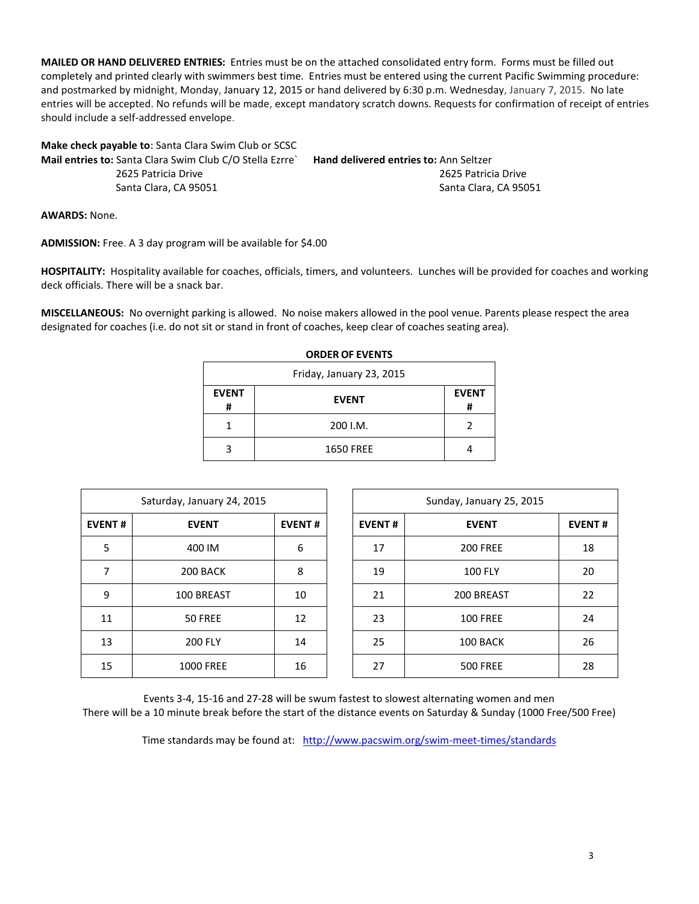**MAILED OR HAND DELIVERED ENTRIES:** Entries must be on the attached consolidated entry form. Forms must be filled out completely and printed clearly with swimmers best time. Entries must be entered using the current Pacific Swimming procedure: and postmarked by midnight, Monday, January 12, 2015 or hand delivered by 6:30 p.m. Wednesday, January 7, 2015. No late entries will be accepted. No refunds will be made, except mandatory scratch downs. Requests for confirmation of receipt of entries should include a self-addressed envelope.

**Make check payable to:** Santa Clara Swim Club or SCSC

**Mail entries to:** Santa Clara Swim Club C/O Stella Ezrre`
2625 Patricia Drive
Santa Clara, CA 95051

**Hand delivered entries to:** Ann Seltzer
2625 Patricia Drive
Santa Clara, CA 95051

**AWARDS:** None.

**ADMISSION:** Free. A 3 day program will be available for $4.00

**HOSPITALITY:** Hospitality available for coaches, officials, timers, and volunteers. Lunches will be provided for coaches and working deck officials. There will be a snack bar.

**MISCELLANEOUS:** No overnight parking is allowed. No noise makers allowed in the pool venue. Parents please respect the area designated for coaches (i.e. do not sit or stand in front of coaches, keep clear of coaches seating area).

**ORDER OF EVENTS**

| Friday, January 23, 2015 | | |
|---|---|---|
| **EVENT #** | **EVENT** | **EVENT #** |
| 1 | 200 I.M. | 2 |
| 3 | 1650 FREE | 4 |

| Saturday, January 24, 2015 | | |
|---|---|---|
| **EVENT #** | **EVENT** | **EVENT #** |
| 5 | 400 IM | 6 |
| 7 | 200 BACK | 8 |
| 9 | 100 BREAST | 10 |
| 11 | 50 FREE | 12 |
| 13 | 200 FLY | 14 |
| 15 | 1000 FREE | 16 |

| Sunday, January 25, 2015 | | |
|---|---|---|
| **EVENT #** | **EVENT** | **EVENT #** |
| 17 | 200 FREE | 18 |
| 19 | 100 FLY | 20 |
| 21 | 200 BREAST | 22 |
| 23 | 100 FREE | 24 |
| 25 | 100 BACK | 26 |
| 27 | 500 FREE | 28 |

Events 3-4, 15-16 and 27-28 will be swum fastest to slowest alternating women and men

There will be a 10 minute break before the start of the distance events on Saturday & Sunday (1000 Free/500 Free)

Time standards may be found at: http://www.pacswim.org/swim-meet-times/standards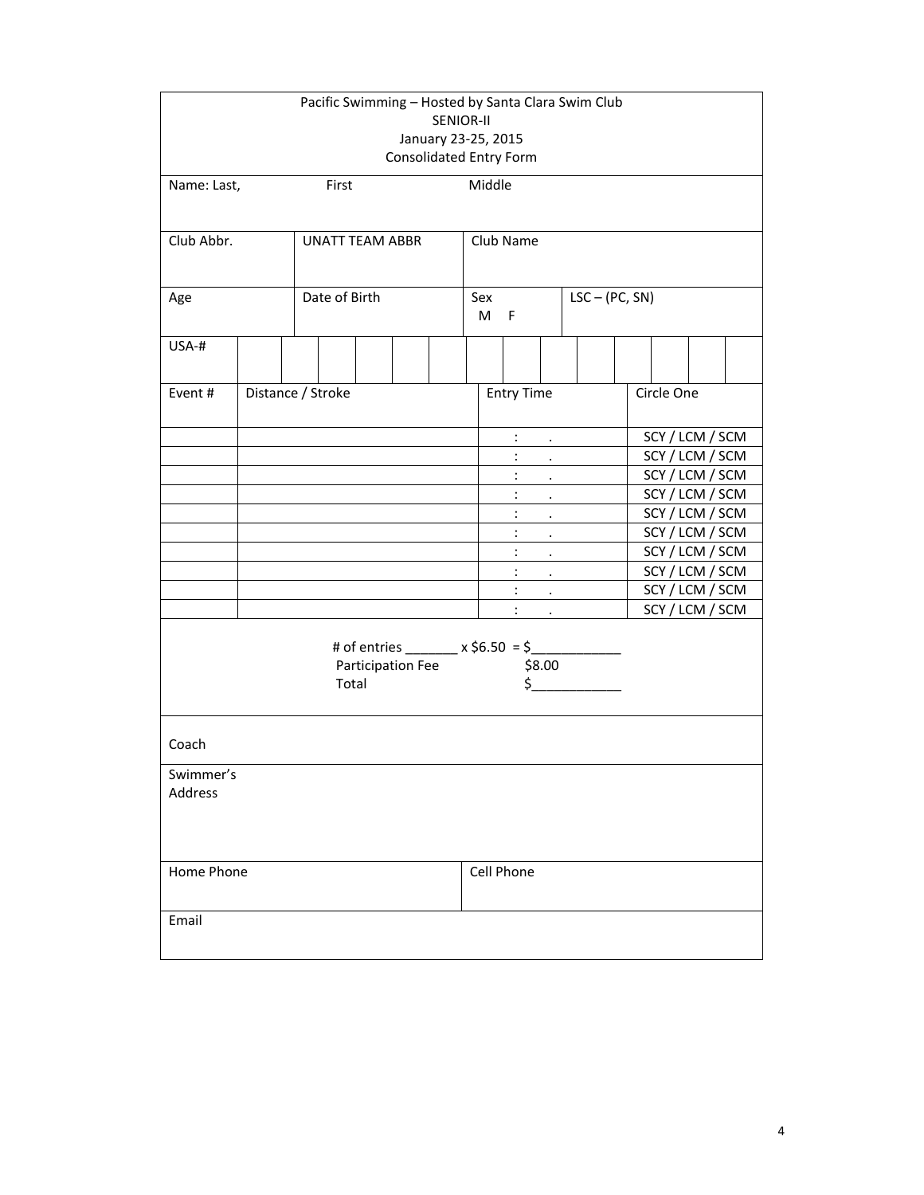Pacific Swimming – Hosted by Santa Clara Swim Club
SENIOR-II
January 23-25, 2015
Consolidated Entry Form

| Name: Last, | First | Middle |
|---|---|---|
| | | |

| Club Abbr. | UNATT TEAM ABBR | Club Name |
|---|---|---|
| | | |

| Age | Date of Birth | Sex M F | LSC – (PC, SN) |
|---|---|---|---|
| | | | |

| USA-# | | | | | | | | | | | | | | |
|---|---|---|---|---|---|---|---|---|---|---|---|---|---|---|
| | | | | | | | | | | | | | | |

| Event # | Distance / Stroke | Entry Time | Circle One |
|---|---|---|---|
| | | : . | SCY / LCM / SCM |
| | | : . | SCY / LCM / SCM |
| | | : . | SCY / LCM / SCM |
| | | : . | SCY / LCM / SCM |
| | | : . | SCY / LCM / SCM |
| | | : . | SCY / LCM / SCM |
| | | : . | SCY / LCM / SCM |
| | | : . | SCY / LCM / SCM |
| | | : . | SCY / LCM / SCM |
| | | : . | SCY / LCM / SCM |

# of entries _______ x $6.50 = $____________
Participation Fee $8.00
Total $____________

Coach

Swimmer's Address

| Home Phone | Cell Phone |
|---|---|
| | |

Email